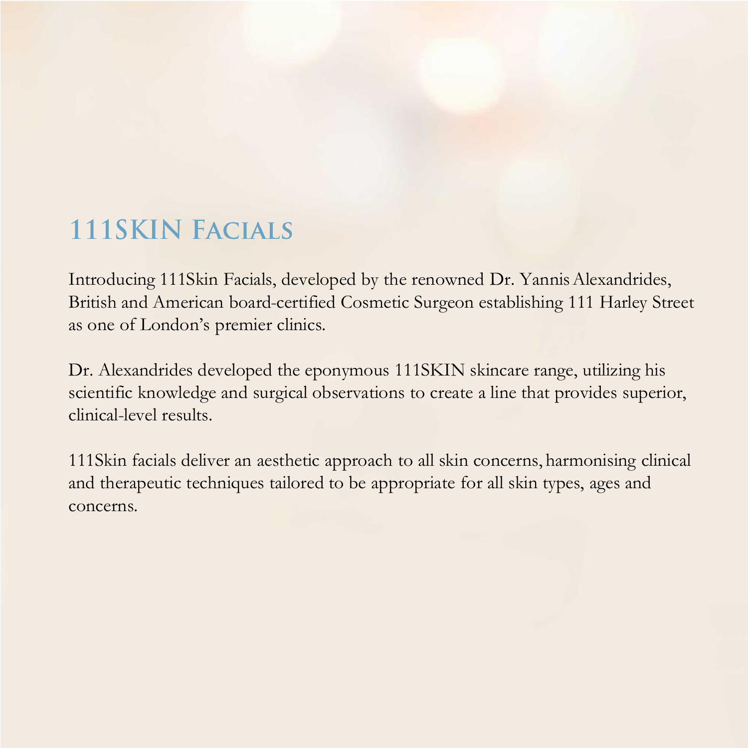# 111SKIN Facials

Introducing 111Skin Facials, developed by the renowned Dr. Yannis Alexandrides, British and American board-certified Cosmetic Surgeon establishing 111 Harley Street as one of London's premier clinics.

Dr. Alexandrides developed the eponymous 111SKIN skincare range, utilizing his scientific knowledge and surgical observations to create a line that provides superior, clinical-level results.

111Skin facials deliver an aesthetic approach to all skin concerns, harmonising clinical and therapeutic techniques tailored to be appropriate for all skin types, ages and concerns.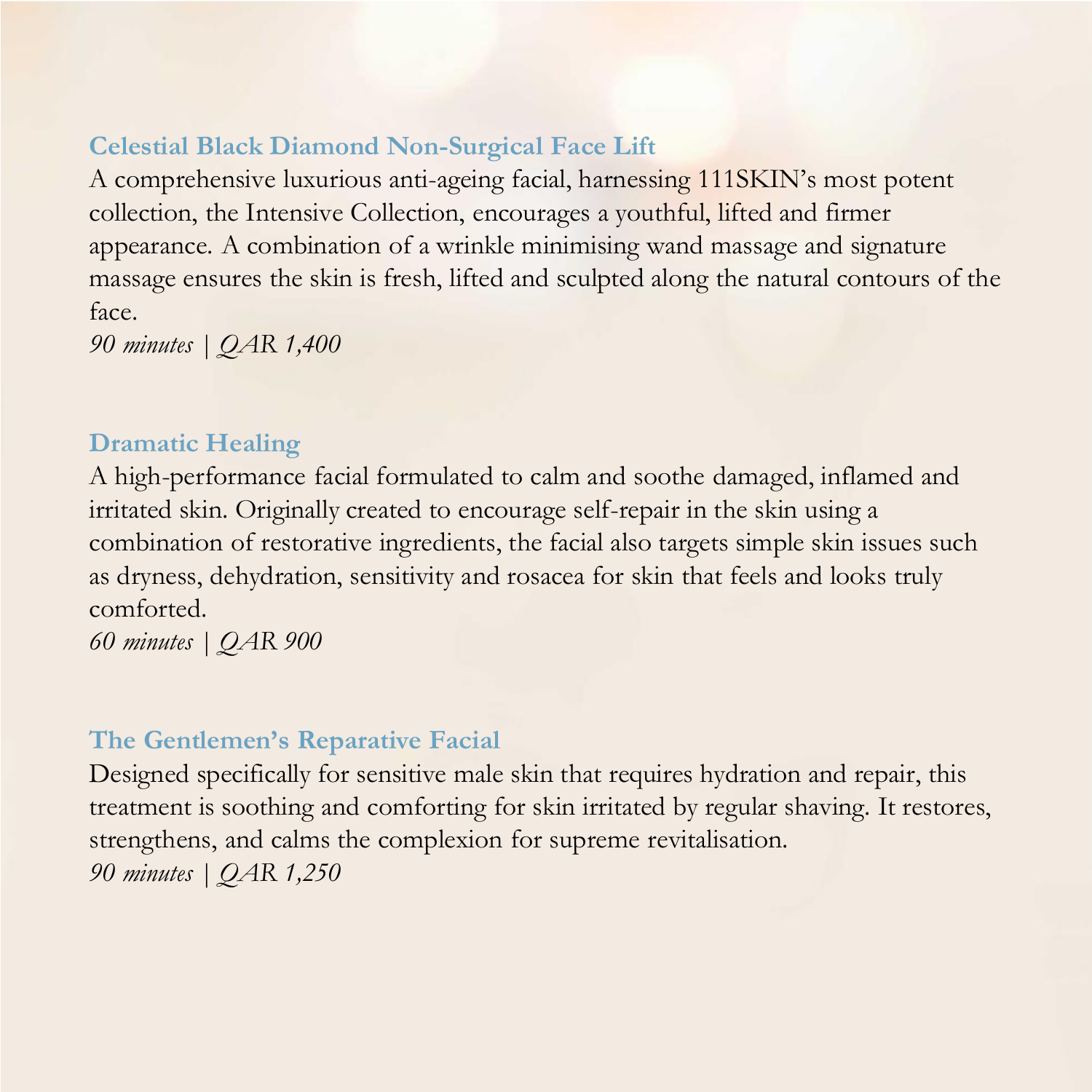### Celestial Black Diamond Non-Surgical Face Lift

A comprehensive luxurious anti-ageing facial, harnessing 111SKIN's most potent collection, the Intensive Collection, encourages a youthful, lifted and firmer appearance. A combination of a wrinkle minimising wand massage and signature massage ensures the skin is fresh, lifted and sculpted along the natural contours of the face.

*90 minutes | QAR 1,400*

### Dramatic Healing

A high-performance facial formulated to calm and soothe damaged, inflamed and irritated skin. Originally created to encourage self-repair in the skin using a combination of restorative ingredients, the facial also targets simple skin issues such as dryness, dehydration, sensitivity and rosacea for skin that feels and looks truly comforted.

*60 minutes | QAR 900*

### The Gentlemen's Reparative Facial

Designed specifically for sensitive male skin that requires hydration and repair, this treatment is soothing and comforting for skin irritated by regular shaving. It restores, strengthens, and calms the complexion for supreme revitalisation.

*90 minutes | QAR 1,250*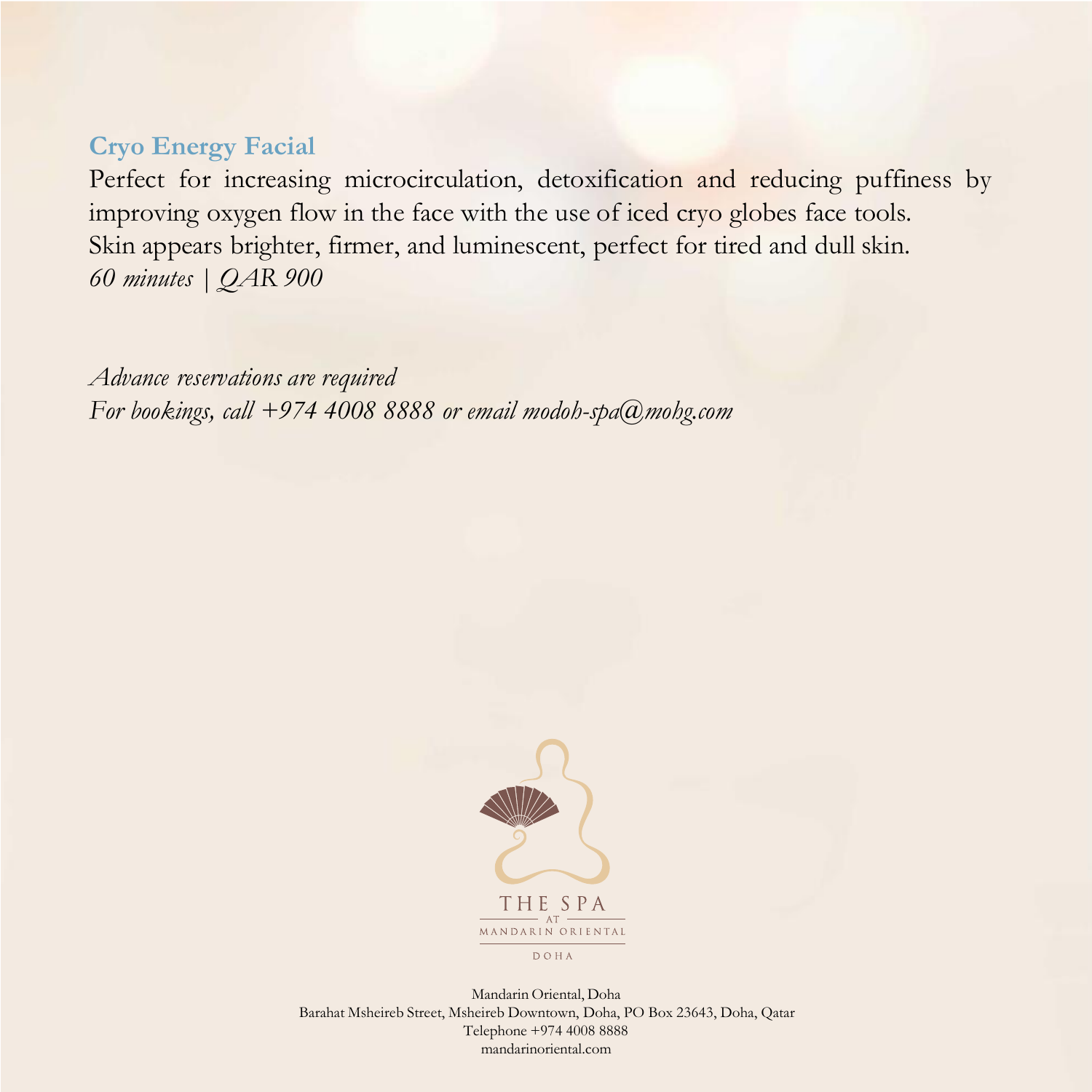### Cryo Energy Facial

Perfect for increasing microcirculation, detoxification and reducing puffiness by improving oxygen flow in the face with the use of iced cryo globes face tools. Skin appears brighter, firmer, and luminescent, perfect for tired and dull skin.
*60 minutes | QAR 900*

*Advance reservations are required*
*For bookings, call +974 4008 8888 or email modoh-spa@mohg.com*

THE SPA
AT
MANDARIN ORIENTAL
DOHA

Mandarin Oriental, Doha
Barahat Msheireb Street, Msheireb Downtown, Doha, PO Box 23643, Doha, Qatar
Telephone +974 4008 8888
mandarinoriental.com